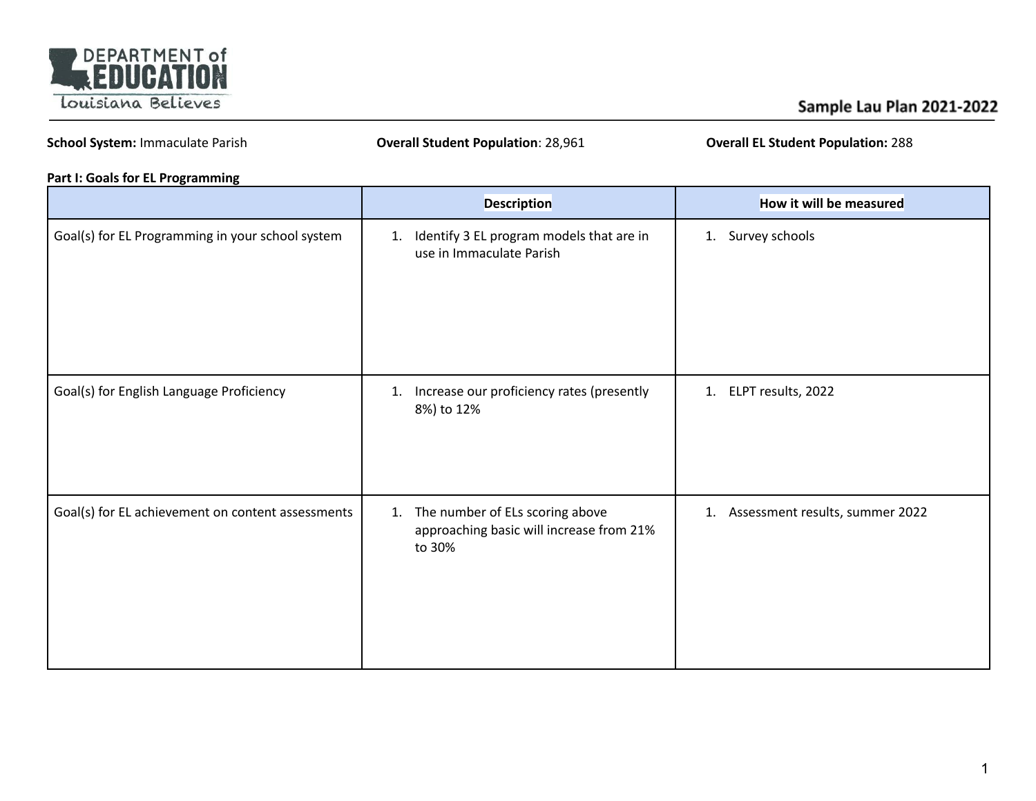# Sample Lau Plan 2021-2022

**School System:** Immaculate Parish **Overall Student Population**: 28,961 **Overall EL Student Population:** 288

**Part I: Goals for EL Programming**

| | Description | How it will be measured |
|---|---|---|
| Goal(s) for EL Programming in your school system | 1. Identify 3 EL program models that are in use in Immaculate Parish | 1. Survey schools |
| Goal(s) for English Language Proficiency | 1. Increase our proficiency rates (presently 8%) to 12% | 1. ELPT results, 2022 |
| Goal(s) for EL achievement on content assessments | 1. The number of ELs scoring above approaching basic will increase from 21% to 30% | 1. Assessment results, summer 2022 |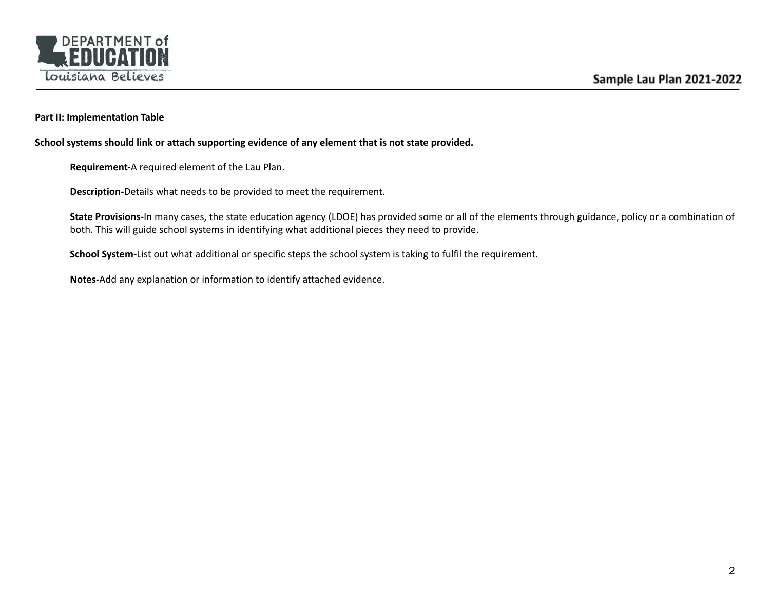**Part II: Implementation Table**

**School systems should link or attach supporting evidence of any element that is not state provided.**

**Requirement-**A required element of the Lau Plan.

**Description-**Details what needs to be provided to meet the requirement.

**State Provisions-**In many cases, the state education agency (LDOE) has provided some or all of the elements through guidance, policy or a combination of both. This will guide school systems in identifying what additional pieces they need to provide.

**School System-**List out what additional or specific steps the school system is taking to fulfil the requirement.

**Notes-**Add any explanation or information to identify attached evidence.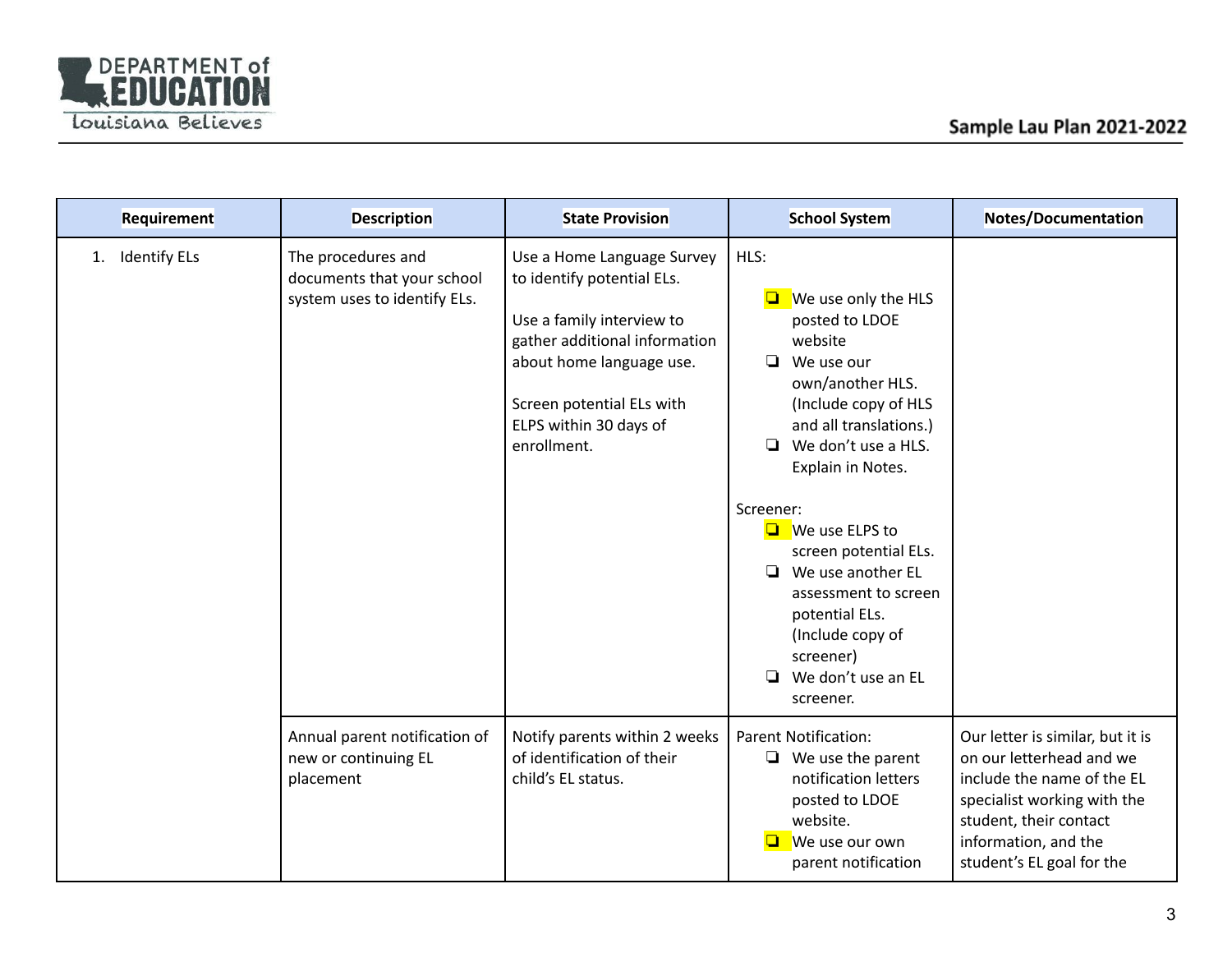| Requirement | Description | State Provision | School System | Notes/Documentation |
|---|---|---|---|---|
| 1. Identify ELs | The procedures and documents that your school system uses to identify ELs. | Use a Home Language Survey to identify potential ELs.<br><br>Use a family interview to gather additional information about home language use.<br><br>Screen potential ELs with ELPS within 30 days of enrollment. | HLS:<br>❑ We use only the HLS posted to LDOE website<br>❑ We use our own/another HLS. (Include copy of HLS and all translations.)<br>❑ We don't use a HLS. Explain in Notes.<br><br>Screener:<br>❑ We use ELPS to screen potential ELs.<br>❑ We use another EL assessment to screen potential ELs. (Include copy of screener)<br>❑ We don't use an EL screener. | |
| | Annual parent notification of new or continuing EL placement | Notify parents within 2 weeks of identification of their child's EL status. | Parent Notification:<br>❑ We use the parent notification letters posted to LDOE website.<br>❑ We use our own parent notification | Our letter is similar, but it is on our letterhead and we include the name of the EL specialist working with the student, their contact information, and the student's EL goal for the |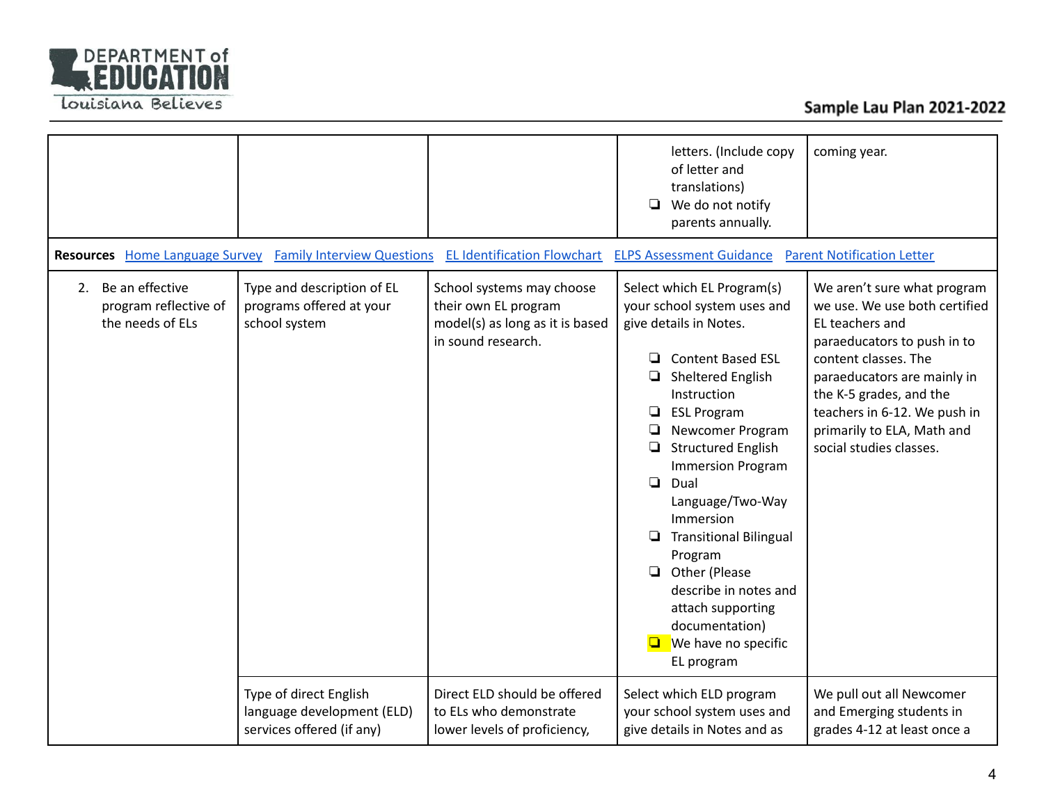| | | | | |
|---|---|---|---|---|
| | | | letters. (Include copy of letter and translations)<br>❏ We do not notify parents annually. | coming year. |
| **Resources** [Home Language Survey](#) [Family Interview Questions](#) [EL Identification Flowchart](#) [ELPS Assessment Guidance](#) [Parent Notification Letter](#) | | | | |
| 2. Be an effective program reflective of the needs of ELs | Type and description of EL programs offered at your school system | School systems may choose their own EL program model(s) as long as it is based in sound research. | Select which EL Program(s) your school system uses and give details in Notes.<br>❏ Content Based ESL<br>❏ Sheltered English Instruction<br>❏ ESL Program<br>❏ Newcomer Program<br>❏ Structured English Immersion Program<br>❏ Dual Language/Two-Way Immersion<br>❏ Transitional Bilingual Program<br>❏ Other (Please describe in notes and attach supporting documentation)<br>❏ We have no specific EL program | We aren't sure what program we use. We use both certified EL teachers and paraeducators to push in to content classes. The paraeducators are mainly in the K-5 grades, and the teachers in 6-12. We push in primarily to ELA, Math and social studies classes. |
| | Type of direct English language development (ELD) services offered (if any) | Direct ELD should be offered to ELs who demonstrate lower levels of proficiency, | Select which ELD program your school system uses and give details in Notes and as | We pull out all Newcomer and Emerging students in grades 4-12 at least once a |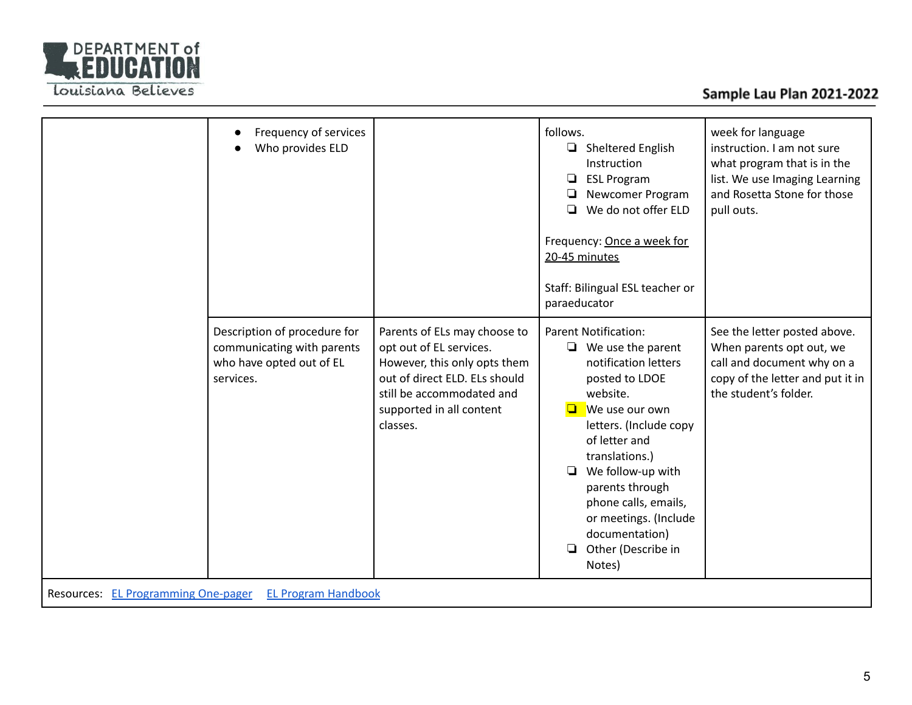| | | | | |
|---|---|---|---|---|
| | • Frequency of services<br>• Who provides ELD | | follows.<br>❏ Sheltered English Instruction<br>❏ ESL Program<br>❏ Newcomer Program<br>❏ We do not offer ELD<br><br>Frequency: Once a week for 20-45 minutes<br><br>Staff: Bilingual ESL teacher or paraeducator | week for language instruction. I am not sure what program that is in the list. We use Imaging Learning and Rosetta Stone for those pull outs. |
| | Description of procedure for communicating with parents who have opted out of EL services. | Parents of ELs may choose to opt out of EL services. However, this only opts them out of direct ELD. ELs should still be accommodated and supported in all content classes. | Parent Notification:<br>❏ We use the parent notification letters posted to LDOE website.<br>❏ We use our own letters. (Include copy of letter and translations.)<br>❏ We follow-up with parents through phone calls, emails, or meetings. (Include documentation)<br>❏ Other (Describe in Notes) | See the letter posted above. When parents opt out, we call and document why on a copy of the letter and put it in the student's folder. |

Resources: EL Programming One-pager EL Program Handbook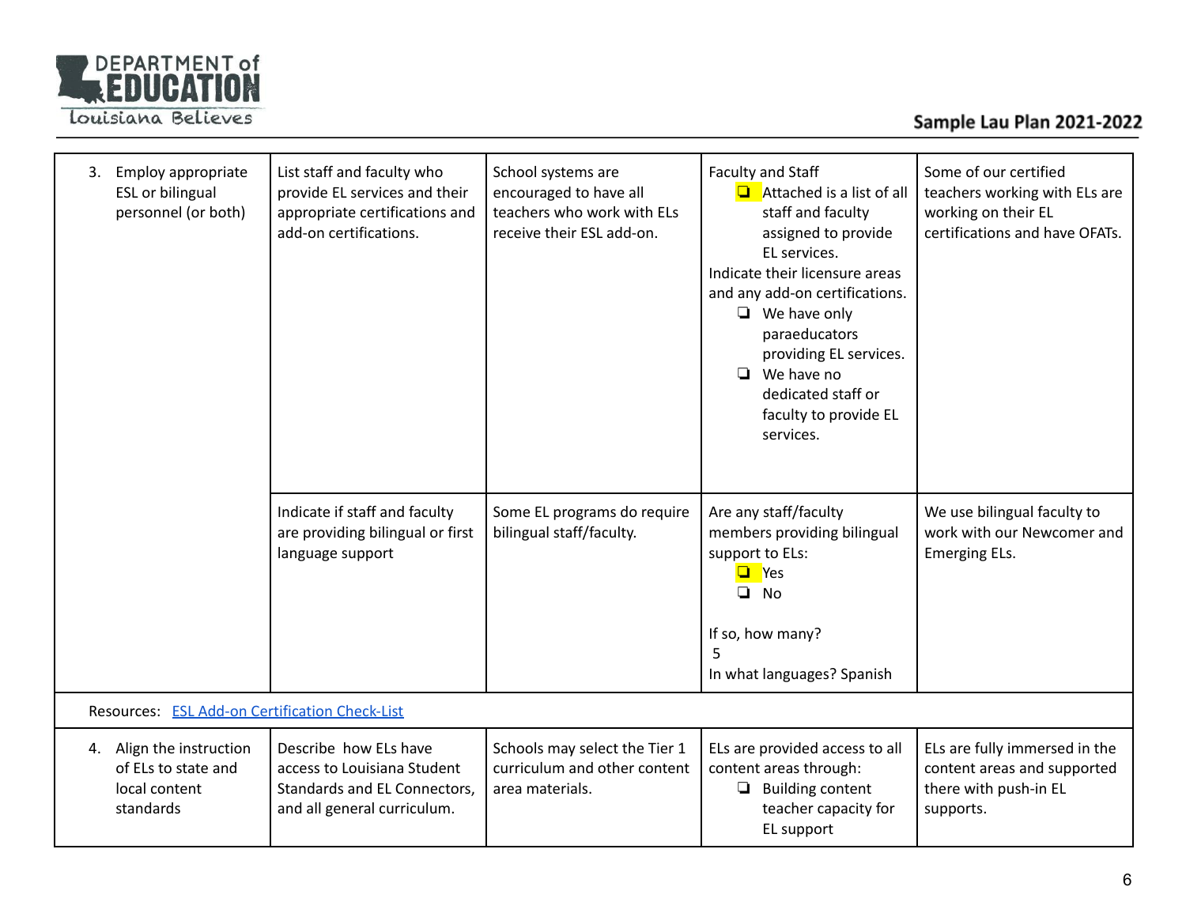| | | | | |
|---|---|---|---|---|
| 3. Employ appropriate ESL or bilingual personnel (or both) | List staff and faculty who provide EL services and their appropriate certifications and add-on certifications. | School systems are encouraged to have all teachers who work with ELs receive their ESL add-on. | Faculty and Staff<br>☑ Attached is a list of all staff and faculty assigned to provide EL services.<br>Indicate their licensure areas and any add-on certifications.<br>❑ We have only paraeducators providing EL services.<br>❑ We have no dedicated staff or faculty to provide EL services. | Some of our certified teachers working with ELs are working on their EL certifications and have OFATs. |
| | Indicate if staff and faculty are providing bilingual or first language support | Some EL programs do require bilingual staff/faculty. | Are any staff/faculty members providing bilingual support to ELs:<br>☑ Yes<br>❑ No<br><br>If so, how many?<br>5<br>In what languages? Spanish | We use bilingual faculty to work with our Newcomer and Emerging ELs. |
| Resources: ESL Add-on Certification Check-List | | | | |
| 4. Align the instruction of ELs to state and local content standards | Describe how ELs have access to Louisiana Student Standards and EL Connectors, and all general curriculum. | Schools may select the Tier 1 curriculum and other content area materials. | ELs are provided access to all content areas through:<br>❑ Building content teacher capacity for EL support | ELs are fully immersed in the content areas and supported there with push-in EL supports. |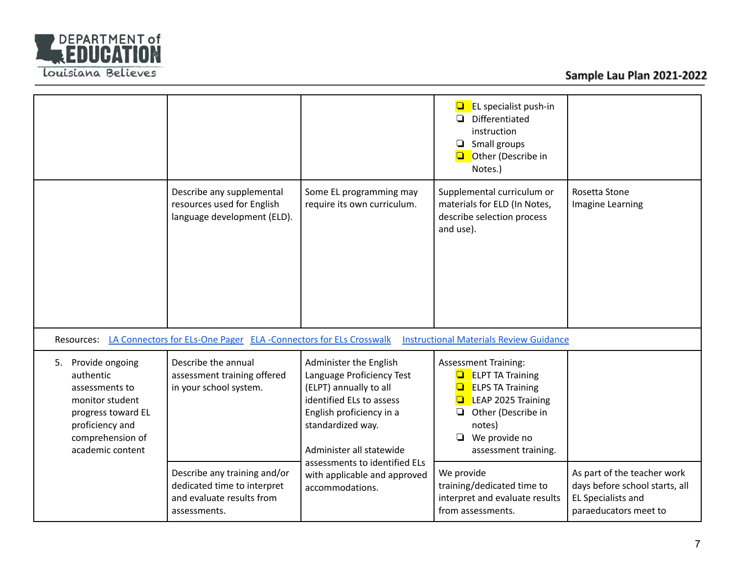| | | | | |
|---|---|---|---|---|
| | | | ❑ EL specialist push-in<br>❑ Differentiated instruction<br>❑ Small groups<br>❑ Other (Describe in Notes.) | |
| | Describe any supplemental resources used for English language development (ELD). | Some EL programming may require its own curriculum. | Supplemental curriculum or materials for ELD (In Notes, describe selection process and use). | Rosetta Stone<br>Imagine Learning |
| Resources: LA Connectors for ELs-One Pager ELA -Connectors for ELs Crosswalk Instructional Materials Review Guidance | | | | |
| 5. Provide ongoing authentic assessments to monitor student progress toward EL proficiency and comprehension of academic content | Describe the annual assessment training offered in your school system. | Administer the English Language Proficiency Test (ELPT) annually to all identified ELs to assess English proficiency in a standardized way.<br><br>Administer all statewide assessments to identified ELs with applicable and approved accommodations. | Assessment Training:<br>❑ ELPT TA Training<br>❑ ELPS TA Training<br>❑ LEAP 2025 Training<br>❑ Other (Describe in notes)<br>❑ We provide no assessment training. | |
| | Describe any training and/or dedicated time to interpret and evaluate results from assessments. | | We provide training/dedicated time to interpret and evaluate results from assessments. | As part of the teacher work days before school starts, all EL Specialists and paraeducators meet to |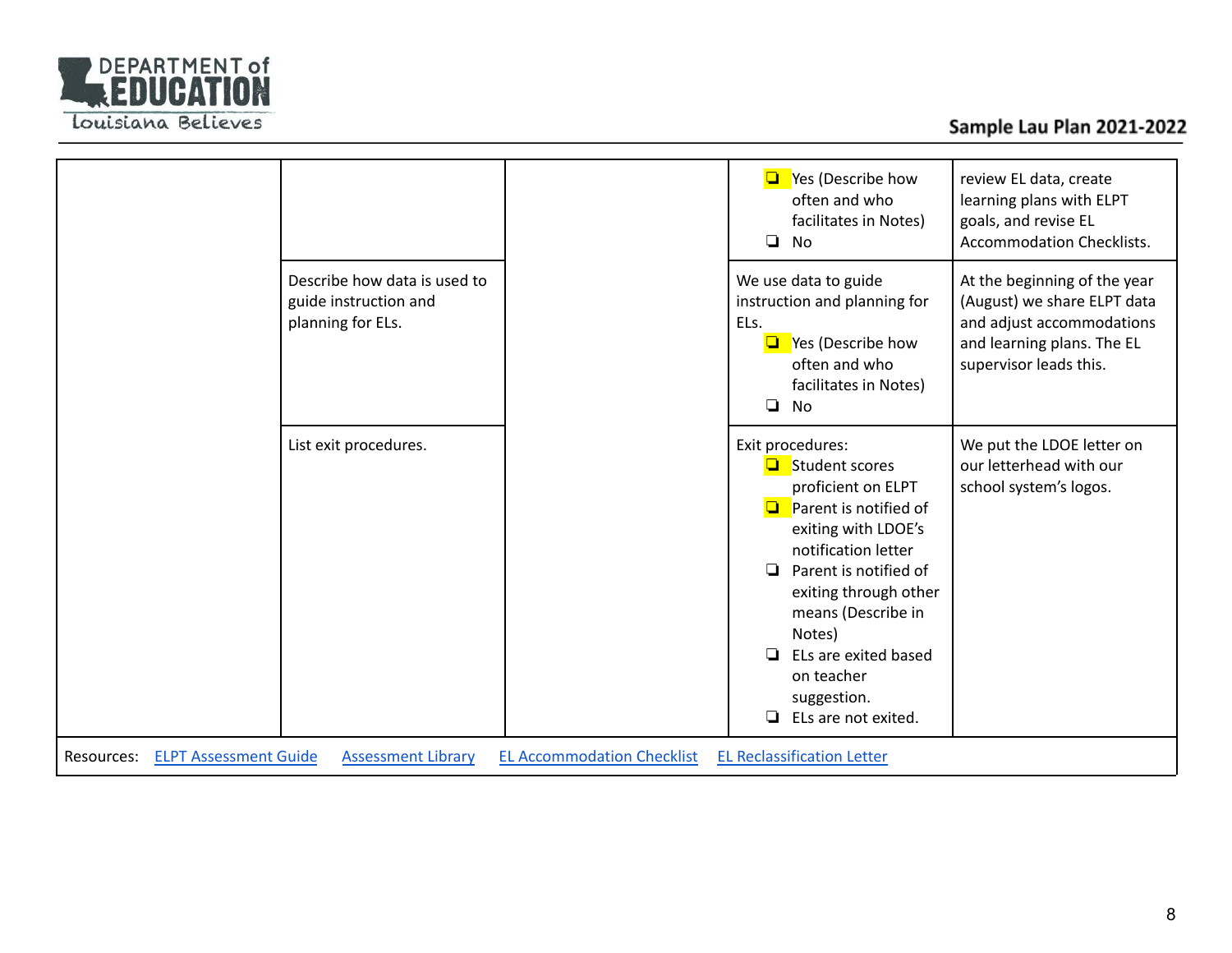| | | | | |
|---|---|---|---|---|
| | | | ❏ Yes (Describe how often and who facilitates in Notes)<br>❏ No | review EL data, create learning plans with ELPT goals, and revise EL Accommodation Checklists. |
| | Describe how data is used to guide instruction and planning for ELs. | | We use data to guide instruction and planning for ELs.<br>❏ Yes (Describe how often and who facilitates in Notes)<br>❏ No | At the beginning of the year (August) we share ELPT data and adjust accommodations and learning plans. The EL supervisor leads this. |
| | List exit procedures. | | Exit procedures:<br>❏ Student scores proficient on ELPT<br>❏ Parent is notified of exiting with LDOE's notification letter<br>❏ Parent is notified of exiting through other means (Describe in Notes)<br>❏ ELs are exited based on teacher suggestion.<br>❏ ELs are not exited. | We put the LDOE letter on our letterhead with our school system's logos. |
| Resources: ELPT Assessment Guide Assessment Library EL Accommodation Checklist EL Reclassification Letter | | | | |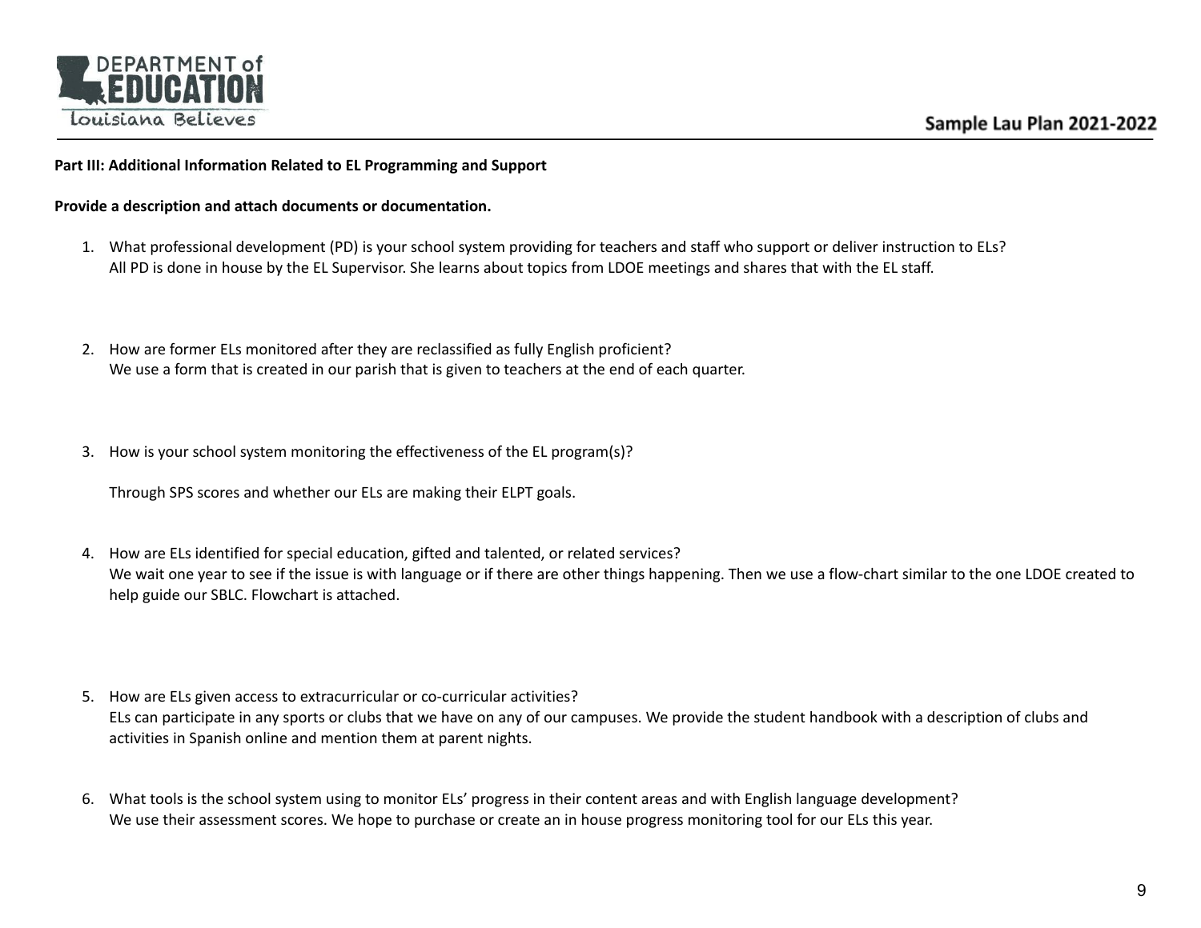**Part III: Additional Information Related to EL Programming and Support**

**Provide a description and attach documents or documentation.**

1. What professional development (PD) is your school system providing for teachers and staff who support or deliver instruction to ELs?
   All PD is done in house by the EL Supervisor. She learns about topics from LDOE meetings and shares that with the EL staff.

2. How are former ELs monitored after they are reclassified as fully English proficient?
   We use a form that is created in our parish that is given to teachers at the end of each quarter.

3. How is your school system monitoring the effectiveness of the EL program(s)?

   Through SPS scores and whether our ELs are making their ELPT goals.

4. How are ELs identified for special education, gifted and talented, or related services?
   We wait one year to see if the issue is with language or if there are other things happening. Then we use a flow-chart similar to the one LDOE created to help guide our SBLC. Flowchart is attached.

5. How are ELs given access to extracurricular or co-curricular activities?
   ELs can participate in any sports or clubs that we have on any of our campuses. We provide the student handbook with a description of clubs and activities in Spanish online and mention them at parent nights.

6. What tools is the school system using to monitor ELs' progress in their content areas and with English language development?
   We use their assessment scores. We hope to purchase or create an in house progress monitoring tool for our ELs this year.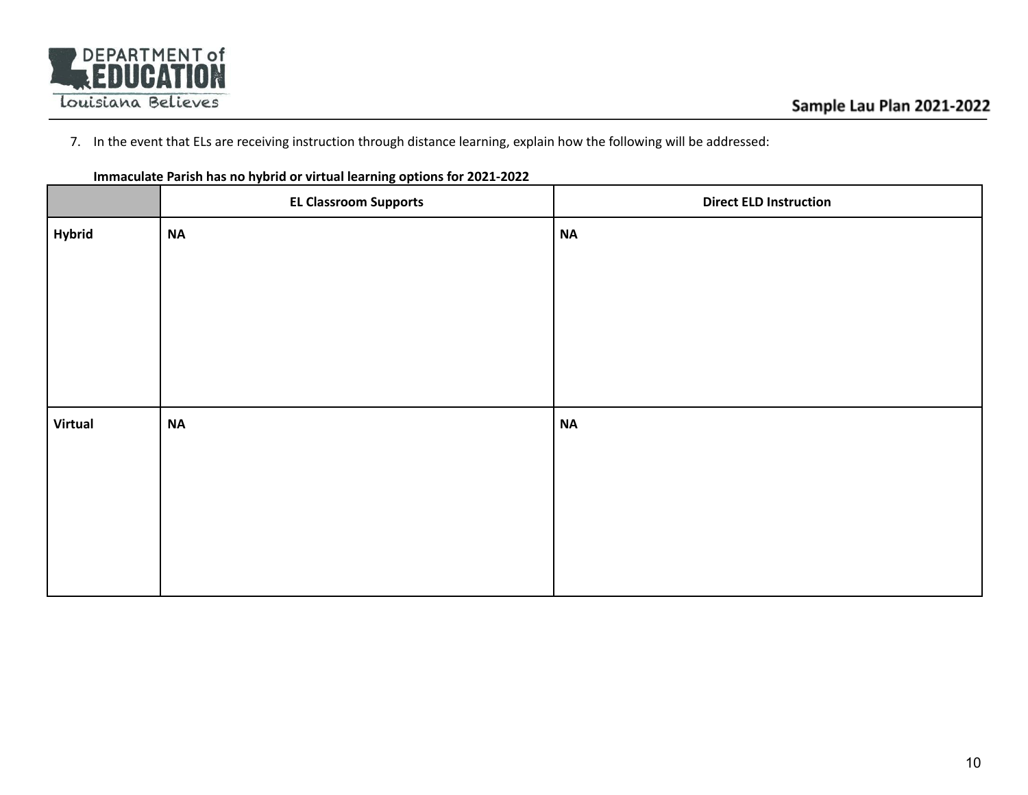7. In the event that ELs are receiving instruction through distance learning, explain how the following will be addressed:

**Immaculate Parish has no hybrid or virtual learning options for 2021-2022**

| | EL Classroom Supports | Direct ELD Instruction |
|---|---|---|
| **Hybrid** | **NA** | **NA** |
| **Virtual** | **NA** | **NA** |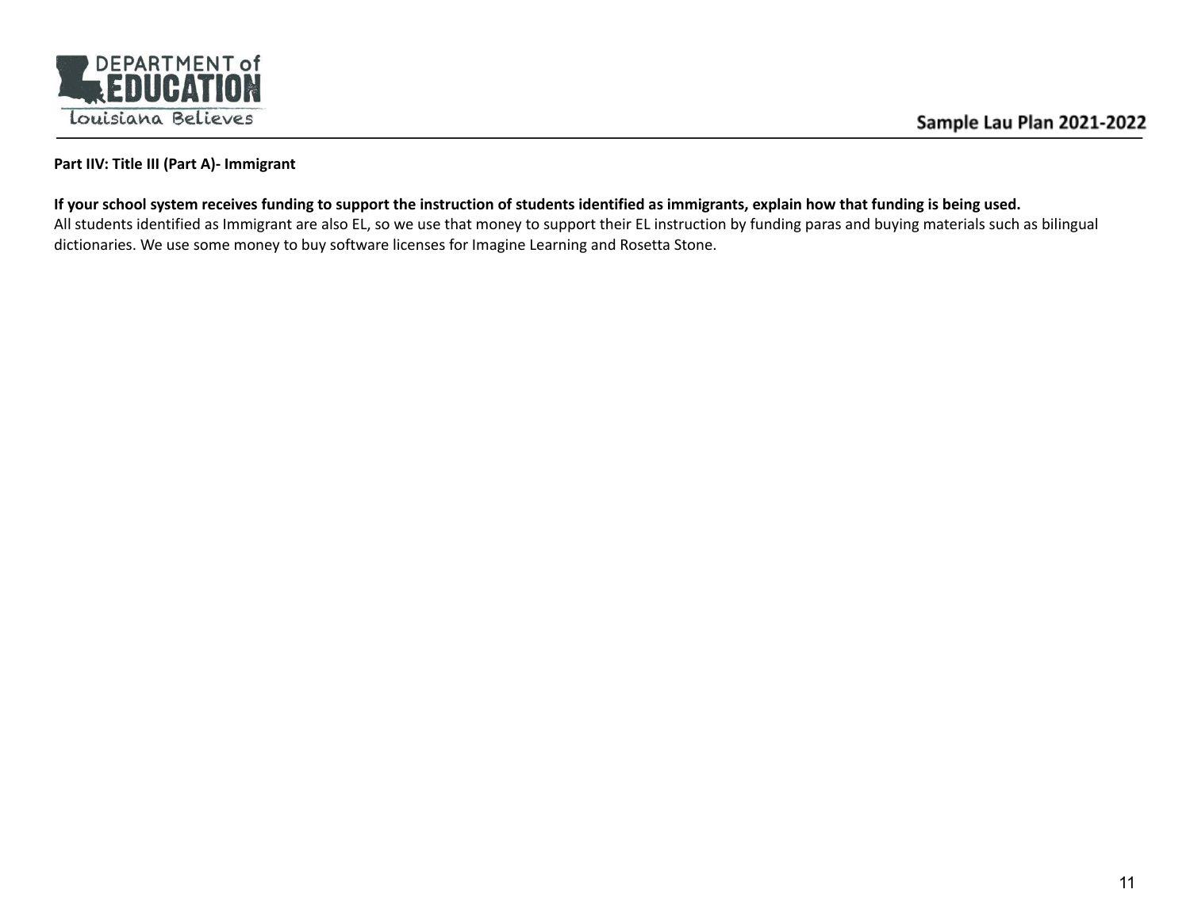**Part IIV: Title III (Part A)- Immigrant**

**If your school system receives funding to support the instruction of students identified as immigrants, explain how that funding is being used.**

All students identified as Immigrant are also EL, so we use that money to support their EL instruction by funding paras and buying materials such as bilingual dictionaries. We use some money to buy software licenses for Imagine Learning and Rosetta Stone.